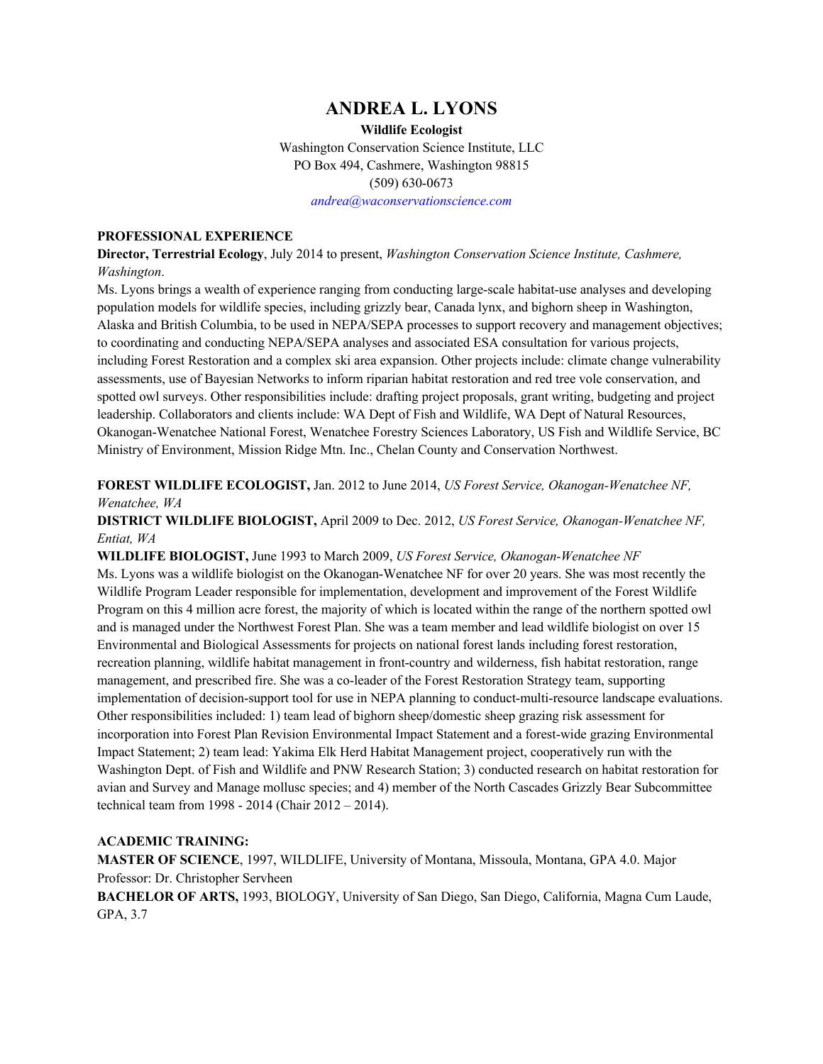# ANDREA L. LYONS

**Wildlife Ecologist**

Washington Conservation Science Institute, LLC
PO Box 494, Cashmere, Washington 98815
(509) 630-0673
*andrea@waconservationscience.com*

## PROFESSIONAL EXPERIENCE

**Director, Terrestrial Ecology**, July 2014 to present, *Washington Conservation Science Institute, Cashmere, Washington*.

Ms. Lyons brings a wealth of experience ranging from conducting large-scale habitat-use analyses and developing population models for wildlife species, including grizzly bear, Canada lynx, and bighorn sheep in Washington, Alaska and British Columbia, to be used in NEPA/SEPA processes to support recovery and management objectives; to coordinating and conducting NEPA/SEPA analyses and associated ESA consultation for various projects, including Forest Restoration and a complex ski area expansion. Other projects include: climate change vulnerability assessments, use of Bayesian Networks to inform riparian habitat restoration and red tree vole conservation, and spotted owl surveys. Other responsibilities include: drafting project proposals, grant writing, budgeting and project leadership. Collaborators and clients include: WA Dept of Fish and Wildlife, WA Dept of Natural Resources, Okanogan-Wenatchee National Forest, Wenatchee Forestry Sciences Laboratory, US Fish and Wildlife Service, BC Ministry of Environment, Mission Ridge Mtn. Inc., Chelan County and Conservation Northwest.

**FOREST WILDLIFE ECOLOGIST,** Jan. 2012 to June 2014, *US Forest Service, Okanogan-Wenatchee NF, Wenatchee, WA*

**DISTRICT WILDLIFE BIOLOGIST,** April 2009 to Dec. 2012, *US Forest Service, Okanogan-Wenatchee NF, Entiat, WA*

**WILDLIFE BIOLOGIST,** June 1993 to March 2009, *US Forest Service, Okanogan-Wenatchee NF*

Ms. Lyons was a wildlife biologist on the Okanogan-Wenatchee NF for over 20 years. She was most recently the Wildlife Program Leader responsible for implementation, development and improvement of the Forest Wildlife Program on this 4 million acre forest, the majority of which is located within the range of the northern spotted owl and is managed under the Northwest Forest Plan. She was a team member and lead wildlife biologist on over 15 Environmental and Biological Assessments for projects on national forest lands including forest restoration, recreation planning, wildlife habitat management in front-country and wilderness, fish habitat restoration, range management, and prescribed fire. She was a co-leader of the Forest Restoration Strategy team, supporting implementation of decision-support tool for use in NEPA planning to conduct-multi-resource landscape evaluations. Other responsibilities included: 1) team lead of bighorn sheep/domestic sheep grazing risk assessment for incorporation into Forest Plan Revision Environmental Impact Statement and a forest-wide grazing Environmental Impact Statement; 2) team lead: Yakima Elk Herd Habitat Management project, cooperatively run with the Washington Dept. of Fish and Wildlife and PNW Research Station; 3) conducted research on habitat restoration for avian and Survey and Manage mollusc species; and 4) member of the North Cascades Grizzly Bear Subcommittee technical team from 1998 - 2014 (Chair 2012 – 2014).

## ACADEMIC TRAINING:

**MASTER OF SCIENCE**, 1997, WILDLIFE, University of Montana, Missoula, Montana, GPA 4.0. Major Professor: Dr. Christopher Servheen

**BACHELOR OF ARTS,** 1993, BIOLOGY, University of San Diego, San Diego, California, Magna Cum Laude, GPA, 3.7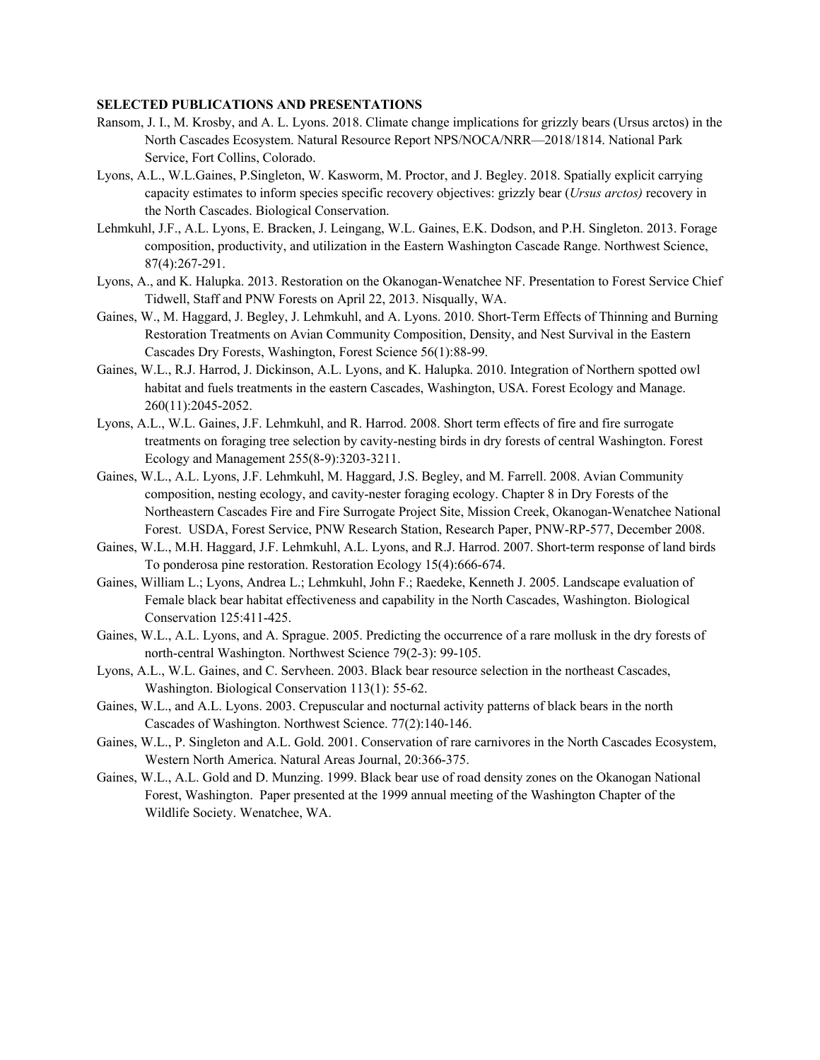**SELECTED PUBLICATIONS AND PRESENTATIONS**

Ransom, J. I., M. Krosby, and A. L. Lyons. 2018. Climate change implications for grizzly bears (Ursus arctos) in the North Cascades Ecosystem. Natural Resource Report NPS/NOCA/NRR—2018/1814. National Park Service, Fort Collins, Colorado.

Lyons, A.L., W.L.Gaines, P.Singleton, W. Kasworm, M. Proctor, and J. Begley. 2018. Spatially explicit carrying capacity estimates to inform species specific recovery objectives: grizzly bear (*Ursus arctos)* recovery in the North Cascades. Biological Conservation.

Lehmkuhl, J.F., A.L. Lyons, E. Bracken, J. Leingang, W.L. Gaines, E.K. Dodson, and P.H. Singleton. 2013. Forage composition, productivity, and utilization in the Eastern Washington Cascade Range. Northwest Science, 87(4):267-291.

Lyons, A., and K. Halupka. 2013. Restoration on the Okanogan-Wenatchee NF. Presentation to Forest Service Chief Tidwell, Staff and PNW Forests on April 22, 2013. Nisqually, WA.

Gaines, W., M. Haggard, J. Begley, J. Lehmkuhl, and A. Lyons. 2010. Short-Term Effects of Thinning and Burning Restoration Treatments on Avian Community Composition, Density, and Nest Survival in the Eastern Cascades Dry Forests, Washington, Forest Science 56(1):88-99.

Gaines, W.L., R.J. Harrod, J. Dickinson, A.L. Lyons, and K. Halupka. 2010. Integration of Northern spotted owl habitat and fuels treatments in the eastern Cascades, Washington, USA. Forest Ecology and Manage. 260(11):2045-2052.

Lyons, A.L., W.L. Gaines, J.F. Lehmkuhl, and R. Harrod. 2008. Short term effects of fire and fire surrogate treatments on foraging tree selection by cavity-nesting birds in dry forests of central Washington. Forest Ecology and Management 255(8-9):3203-3211.

Gaines, W.L., A.L. Lyons, J.F. Lehmkuhl, M. Haggard, J.S. Begley, and M. Farrell. 2008. Avian Community composition, nesting ecology, and cavity-nester foraging ecology. Chapter 8 in Dry Forests of the Northeastern Cascades Fire and Fire Surrogate Project Site, Mission Creek, Okanogan-Wenatchee National Forest. USDA, Forest Service, PNW Research Station, Research Paper, PNW-RP-577, December 2008.

Gaines, W.L., M.H. Haggard, J.F. Lehmkuhl, A.L. Lyons, and R.J. Harrod. 2007. Short-term response of land birds To ponderosa pine restoration. Restoration Ecology 15(4):666-674.

Gaines, William L.; Lyons, Andrea L.; Lehmkuhl, John F.; Raedeke, Kenneth J. 2005. Landscape evaluation of Female black bear habitat effectiveness and capability in the North Cascades, Washington. Biological Conservation 125:411-425.

Gaines, W.L., A.L. Lyons, and A. Sprague. 2005. Predicting the occurrence of a rare mollusk in the dry forests of north-central Washington. Northwest Science 79(2-3): 99-105.

Lyons, A.L., W.L. Gaines, and C. Servheen. 2003. Black bear resource selection in the northeast Cascades, Washington. Biological Conservation 113(1): 55-62.

Gaines, W.L., and A.L. Lyons. 2003. Crepuscular and nocturnal activity patterns of black bears in the north Cascades of Washington. Northwest Science. 77(2):140-146.

Gaines, W.L., P. Singleton and A.L. Gold. 2001. Conservation of rare carnivores in the North Cascades Ecosystem, Western North America. Natural Areas Journal, 20:366-375.

Gaines, W.L., A.L. Gold and D. Munzing. 1999. Black bear use of road density zones on the Okanogan National Forest, Washington. Paper presented at the 1999 annual meeting of the Washington Chapter of the Wildlife Society. Wenatchee, WA.